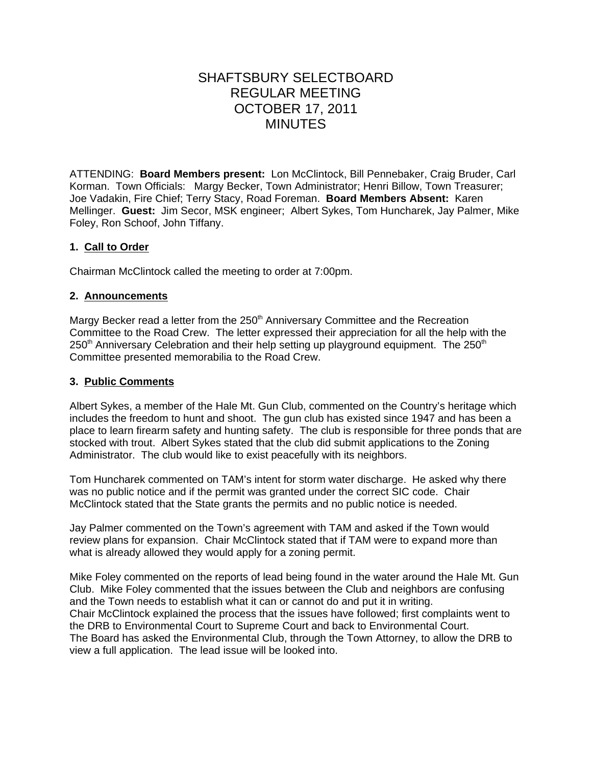# SHAFTSBURY SELECTBOARD
# REGULAR MEETING
# OCTOBER 17, 2011
# MINUTES

ATTENDING: **Board Members present:** Lon McClintock, Bill Pennebaker, Craig Bruder, Carl Korman. Town Officials: Margy Becker, Town Administrator; Henri Billow, Town Treasurer; Joe Vadakin, Fire Chief; Terry Stacy, Road Foreman. **Board Members Absent:** Karen Mellinger. **Guest:** Jim Secor, MSK engineer; Albert Sykes, Tom Huncharek, Jay Palmer, Mike Foley, Ron Schoof, John Tiffany.

**1. Call to Order**

Chairman McClintock called the meeting to order at 7:00pm.

**2. Announcements**

Margy Becker read a letter from the 250th Anniversary Committee and the Recreation Committee to the Road Crew. The letter expressed their appreciation for all the help with the 250th Anniversary Celebration and their help setting up playground equipment. The 250th Committee presented memorabilia to the Road Crew.

**3. Public Comments**

Albert Sykes, a member of the Hale Mt. Gun Club, commented on the Country's heritage which includes the freedom to hunt and shoot. The gun club has existed since 1947 and has been a place to learn firearm safety and hunting safety. The club is responsible for three ponds that are stocked with trout. Albert Sykes stated that the club did submit applications to the Zoning Administrator. The club would like to exist peacefully with its neighbors.

Tom Huncharek commented on TAM's intent for storm water discharge. He asked why there was no public notice and if the permit was granted under the correct SIC code. Chair McClintock stated that the State grants the permits and no public notice is needed.

Jay Palmer commented on the Town's agreement with TAM and asked if the Town would review plans for expansion. Chair McClintock stated that if TAM were to expand more than what is already allowed they would apply for a zoning permit.

Mike Foley commented on the reports of lead being found in the water around the Hale Mt. Gun Club. Mike Foley commented that the issues between the Club and neighbors are confusing and the Town needs to establish what it can or cannot do and put it in writing.
Chair McClintock explained the process that the issues have followed; first complaints went to the DRB to Environmental Court to Supreme Court and back to Environmental Court.
The Board has asked the Environmental Club, through the Town Attorney, to allow the DRB to view a full application. The lead issue will be looked into.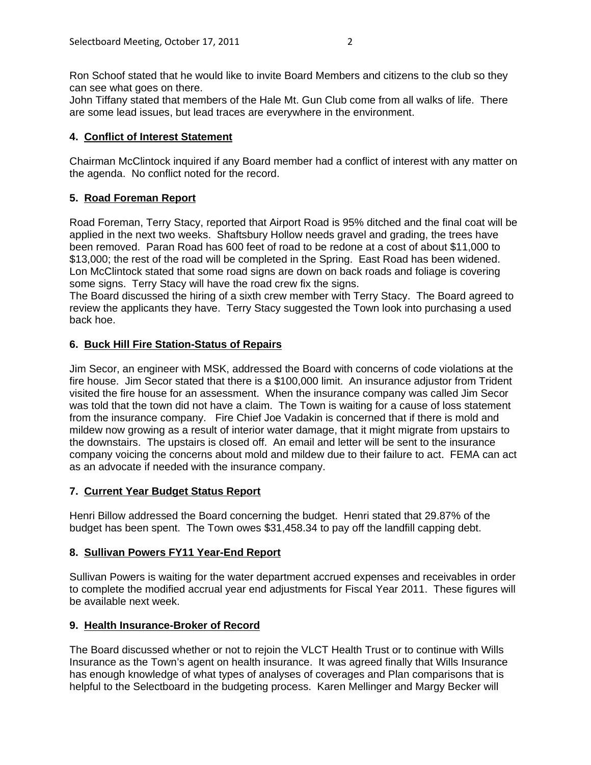Ron Schoof stated that he would like to invite Board Members and citizens to the club so they can see what goes on there.
John Tiffany stated that members of the Hale Mt. Gun Club come from all walks of life. There are some lead issues, but lead traces are everywhere in the environment.

**4. Conflict of Interest Statement**

Chairman McClintock inquired if any Board member had a conflict of interest with any matter on the agenda. No conflict noted for the record.

**5. Road Foreman Report**

Road Foreman, Terry Stacy, reported that Airport Road is 95% ditched and the final coat will be applied in the next two weeks. Shaftsbury Hollow needs gravel and grading, the trees have been removed. Paran Road has 600 feet of road to be redone at a cost of about $11,000 to $13,000; the rest of the road will be completed in the Spring. East Road has been widened. Lon McClintock stated that some road signs are down on back roads and foliage is covering some signs. Terry Stacy will have the road crew fix the signs.
The Board discussed the hiring of a sixth crew member with Terry Stacy. The Board agreed to review the applicants they have. Terry Stacy suggested the Town look into purchasing a used back hoe.

**6. Buck Hill Fire Station-Status of Repairs**

Jim Secor, an engineer with MSK, addressed the Board with concerns of code violations at the fire house. Jim Secor stated that there is a $100,000 limit. An insurance adjustor from Trident visited the fire house for an assessment. When the insurance company was called Jim Secor was told that the town did not have a claim. The Town is waiting for a cause of loss statement from the insurance company. Fire Chief Joe Vadakin is concerned that if there is mold and mildew now growing as a result of interior water damage, that it might migrate from upstairs to the downstairs. The upstairs is closed off. An email and letter will be sent to the insurance company voicing the concerns about mold and mildew due to their failure to act. FEMA can act as an advocate if needed with the insurance company.

**7. Current Year Budget Status Report**

Henri Billow addressed the Board concerning the budget. Henri stated that 29.87% of the budget has been spent. The Town owes $31,458.34 to pay off the landfill capping debt.

**8. Sullivan Powers FY11 Year-End Report**

Sullivan Powers is waiting for the water department accrued expenses and receivables in order to complete the modified accrual year end adjustments for Fiscal Year 2011. These figures will be available next week.

**9. Health Insurance-Broker of Record**

The Board discussed whether or not to rejoin the VLCT Health Trust or to continue with Wills Insurance as the Town's agent on health insurance. It was agreed finally that Wills Insurance has enough knowledge of what types of analyses of coverages and Plan comparisons that is helpful to the Selectboard in the budgeting process. Karen Mellinger and Margy Becker will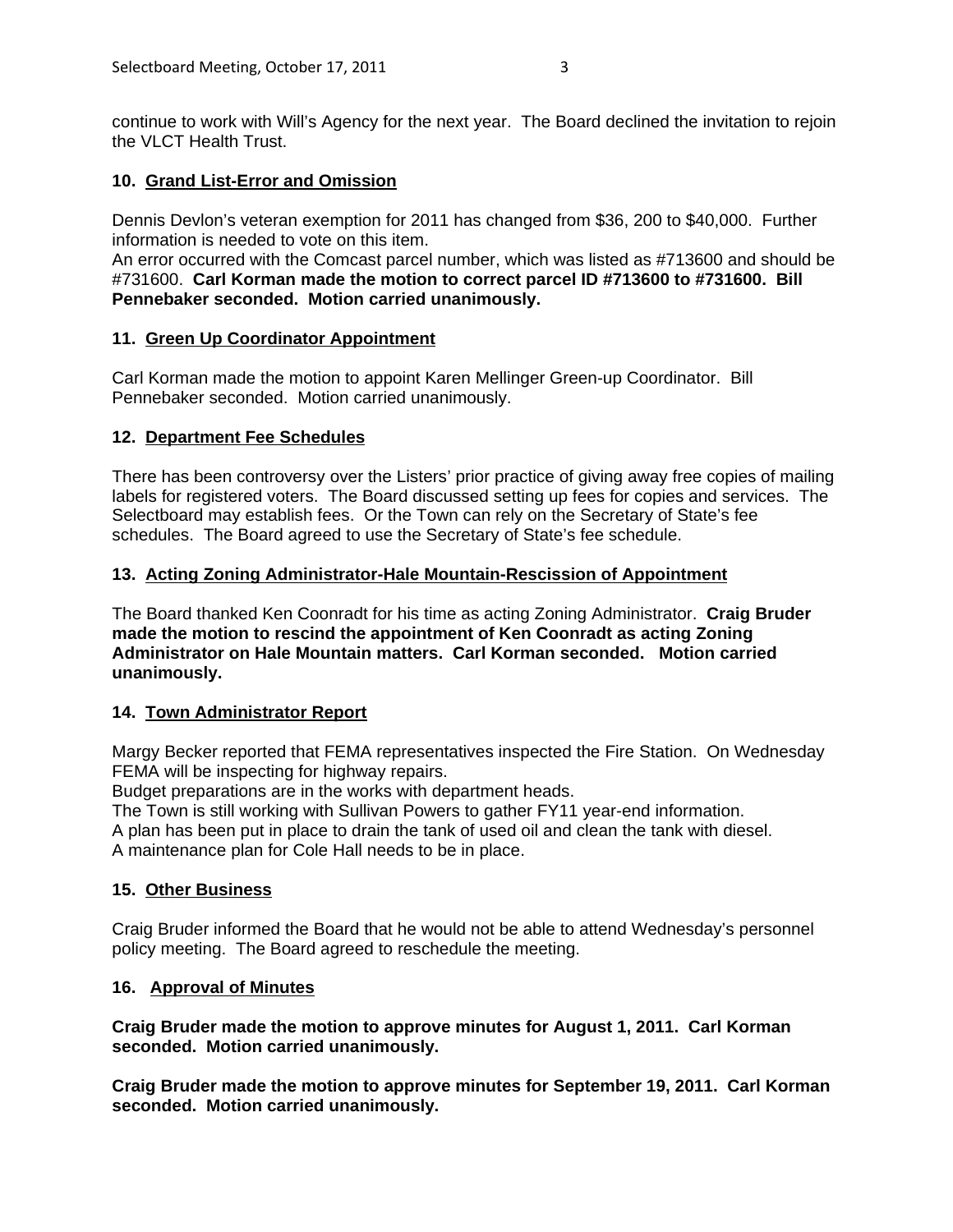continue to work with Will's Agency for the next year. The Board declined the invitation to rejoin the VLCT Health Trust.

**10. Grand List-Error and Omission**

Dennis Devlon's veteran exemption for 2011 has changed from $36, 200 to $40,000. Further information is needed to vote on this item.
An error occurred with the Comcast parcel number, which was listed as #713600 and should be #731600. **Carl Korman made the motion to correct parcel ID #713600 to #731600. Bill Pennebaker seconded. Motion carried unanimously.**

**11. Green Up Coordinator Appointment**

Carl Korman made the motion to appoint Karen Mellinger Green-up Coordinator. Bill Pennebaker seconded. Motion carried unanimously.

**12. Department Fee Schedules**

There has been controversy over the Listers' prior practice of giving away free copies of mailing labels for registered voters. The Board discussed setting up fees for copies and services. The Selectboard may establish fees. Or the Town can rely on the Secretary of State's fee schedules. The Board agreed to use the Secretary of State's fee schedule.

**13. Acting Zoning Administrator-Hale Mountain-Rescission of Appointment**

The Board thanked Ken Coonradt for his time as acting Zoning Administrator. **Craig Bruder made the motion to rescind the appointment of Ken Coonradt as acting Zoning Administrator on Hale Mountain matters. Carl Korman seconded. Motion carried unanimously.**

**14. Town Administrator Report**

Margy Becker reported that FEMA representatives inspected the Fire Station. On Wednesday FEMA will be inspecting for highway repairs.
Budget preparations are in the works with department heads.
The Town is still working with Sullivan Powers to gather FY11 year-end information.
A plan has been put in place to drain the tank of used oil and clean the tank with diesel.
A maintenance plan for Cole Hall needs to be in place.

**15. Other Business**

Craig Bruder informed the Board that he would not be able to attend Wednesday's personnel policy meeting. The Board agreed to reschedule the meeting.

**16. Approval of Minutes**

**Craig Bruder made the motion to approve minutes for August 1, 2011. Carl Korman seconded. Motion carried unanimously.**

**Craig Bruder made the motion to approve minutes for September 19, 2011. Carl Korman seconded. Motion carried unanimously.**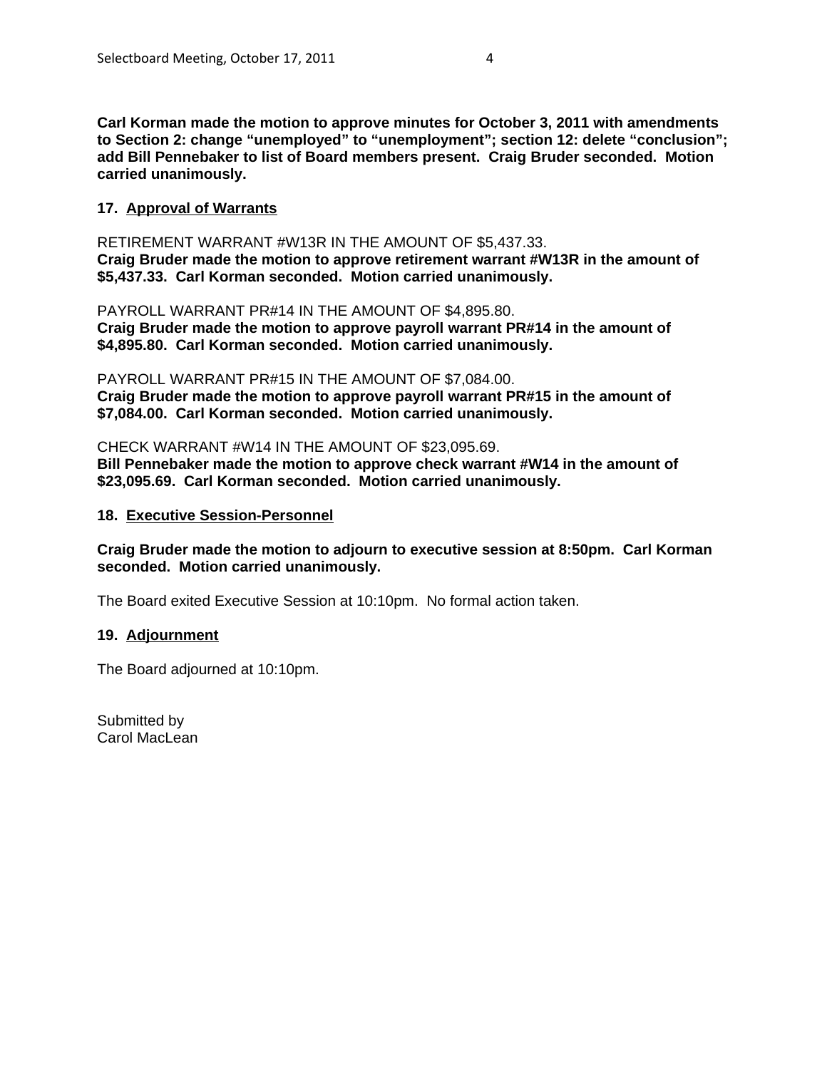**Carl Korman made the motion to approve minutes for October 3, 2011 with amendments to Section 2: change "unemployed" to "unemployment"; section 12: delete "conclusion"; add Bill Pennebaker to list of Board members present. Craig Bruder seconded. Motion carried unanimously.**

## 17. Approval of Warrants

RETIREMENT WARRANT #W13R IN THE AMOUNT OF $5,437.33.
**Craig Bruder made the motion to approve retirement warrant #W13R in the amount of $5,437.33. Carl Korman seconded. Motion carried unanimously.**

PAYROLL WARRANT PR#14 IN THE AMOUNT OF $4,895.80.
**Craig Bruder made the motion to approve payroll warrant PR#14 in the amount of $4,895.80. Carl Korman seconded. Motion carried unanimously.**

PAYROLL WARRANT PR#15 IN THE AMOUNT OF $7,084.00.
**Craig Bruder made the motion to approve payroll warrant PR#15 in the amount of $7,084.00. Carl Korman seconded. Motion carried unanimously.**

CHECK WARRANT #W14 IN THE AMOUNT OF $23,095.69.
**Bill Pennebaker made the motion to approve check warrant #W14 in the amount of $23,095.69. Carl Korman seconded. Motion carried unanimously.**

## 18. Executive Session-Personnel

**Craig Bruder made the motion to adjourn to executive session at 8:50pm. Carl Korman seconded. Motion carried unanimously.**

The Board exited Executive Session at 10:10pm. No formal action taken.

## 19. Adjournment

The Board adjourned at 10:10pm.

Submitted by
Carol MacLean